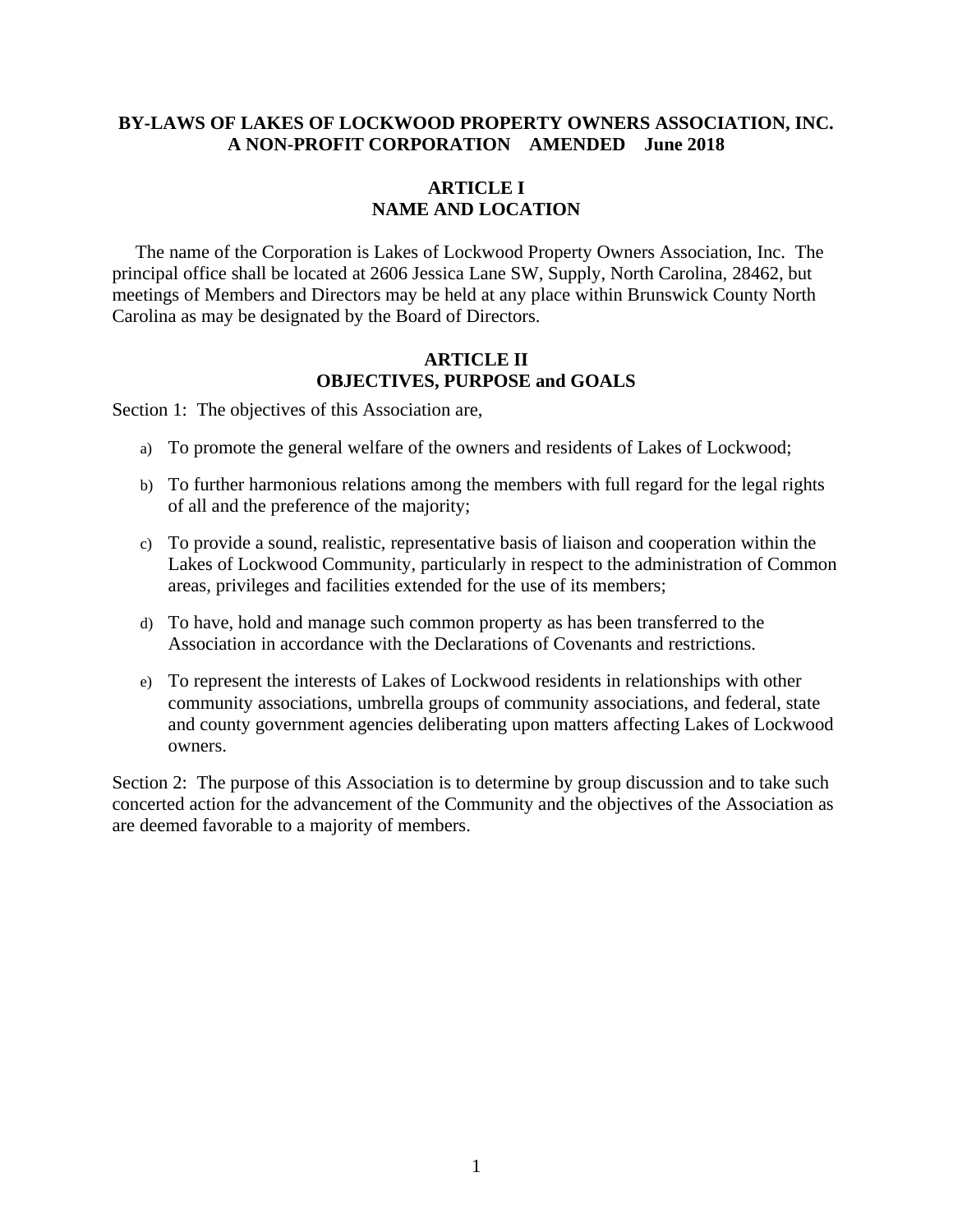# BY-LAWS OF LAKES OF LOCKWOOD PROPERTY OWNERS ASSOCIATION, INC.
## A NON-PROFIT CORPORATION AMENDED June 2018

## ARTICLE I
## NAME AND LOCATION

The name of the Corporation is Lakes of Lockwood Property Owners Association, Inc. The principal office shall be located at 2606 Jessica Lane SW, Supply, North Carolina, 28462, but meetings of Members and Directors may be held at any place within Brunswick County North Carolina as may be designated by the Board of Directors.

## ARTICLE II
## OBJECTIVES, PURPOSE and GOALS

Section 1: The objectives of this Association are,

a) To promote the general welfare of the owners and residents of Lakes of Lockwood;

b) To further harmonious relations among the members with full regard for the legal rights of all and the preference of the majority;

c) To provide a sound, realistic, representative basis of liaison and cooperation within the Lakes of Lockwood Community, particularly in respect to the administration of Common areas, privileges and facilities extended for the use of its members;

d) To have, hold and manage such common property as has been transferred to the Association in accordance with the Declarations of Covenants and restrictions.

e) To represent the interests of Lakes of Lockwood residents in relationships with other community associations, umbrella groups of community associations, and federal, state and county government agencies deliberating upon matters affecting Lakes of Lockwood owners.

Section 2: The purpose of this Association is to determine by group discussion and to take such concerted action for the advancement of the Community and the objectives of the Association as are deemed favorable to a majority of members.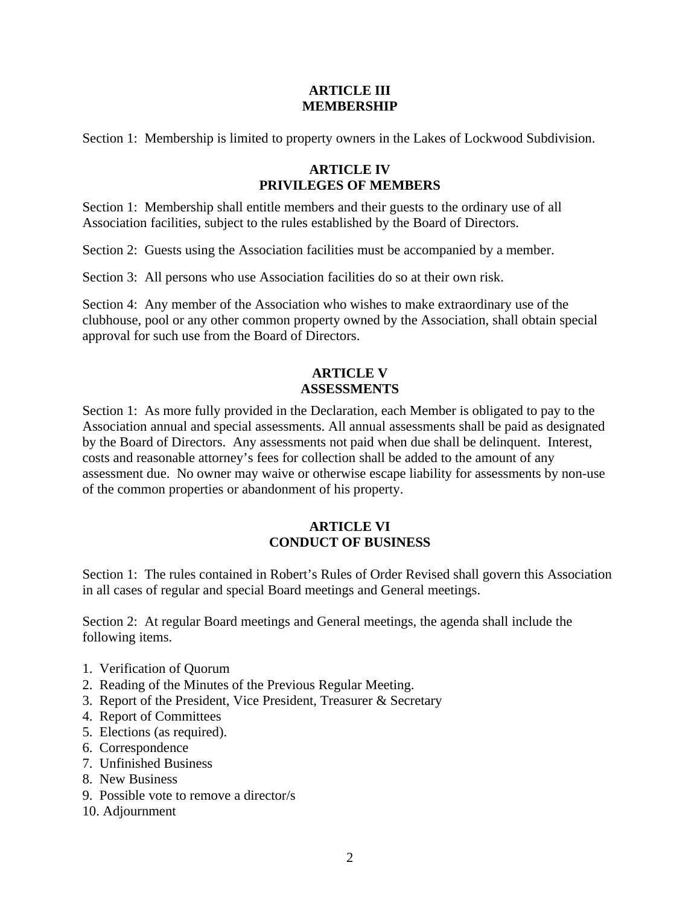## ARTICLE III
## MEMBERSHIP

Section 1: Membership is limited to property owners in the Lakes of Lockwood Subdivision.

## ARTICLE IV
## PRIVILEGES OF MEMBERS

Section 1: Membership shall entitle members and their guests to the ordinary use of all Association facilities, subject to the rules established by the Board of Directors.

Section 2: Guests using the Association facilities must be accompanied by a member.

Section 3: All persons who use Association facilities do so at their own risk.

Section 4: Any member of the Association who wishes to make extraordinary use of the clubhouse, pool or any other common property owned by the Association, shall obtain special approval for such use from the Board of Directors.

## ARTICLE V
## ASSESSMENTS

Section 1: As more fully provided in the Declaration, each Member is obligated to pay to the Association annual and special assessments. All annual assessments shall be paid as designated by the Board of Directors. Any assessments not paid when due shall be delinquent. Interest, costs and reasonable attorney's fees for collection shall be added to the amount of any assessment due. No owner may waive or otherwise escape liability for assessments by non-use of the common properties or abandonment of his property.

## ARTICLE VI
## CONDUCT OF BUSINESS

Section 1: The rules contained in Robert's Rules of Order Revised shall govern this Association in all cases of regular and special Board meetings and General meetings.

Section 2: At regular Board meetings and General meetings, the agenda shall include the following items.

1. Verification of Quorum
2. Reading of the Minutes of the Previous Regular Meeting.
3. Report of the President, Vice President, Treasurer & Secretary
4. Report of Committees
5. Elections (as required).
6. Correspondence
7. Unfinished Business
8. New Business
9. Possible vote to remove a director/s
10. Adjournment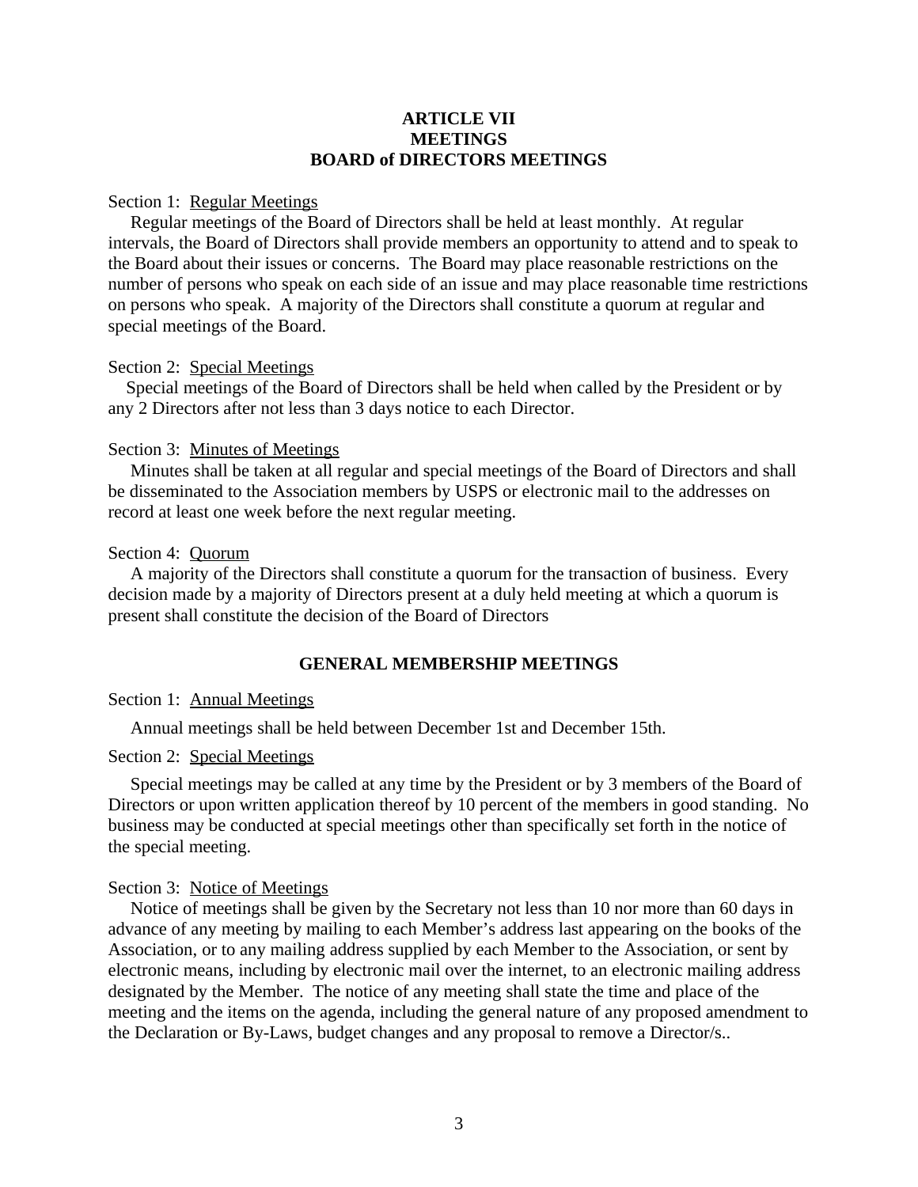# ARTICLE VII
# MEETINGS
## BOARD of DIRECTORS MEETINGS

Section 1: Regular Meetings

Regular meetings of the Board of Directors shall be held at least monthly. At regular intervals, the Board of Directors shall provide members an opportunity to attend and to speak to the Board about their issues or concerns. The Board may place reasonable restrictions on the number of persons who speak on each side of an issue and may place reasonable time restrictions on persons who speak. A majority of the Directors shall constitute a quorum at regular and special meetings of the Board.

Section 2: Special Meetings

Special meetings of the Board of Directors shall be held when called by the President or by any 2 Directors after not less than 3 days notice to each Director.

Section 3: Minutes of Meetings

Minutes shall be taken at all regular and special meetings of the Board of Directors and shall be disseminated to the Association members by USPS or electronic mail to the addresses on record at least one week before the next regular meeting.

Section 4: Quorum

A majority of the Directors shall constitute a quorum for the transaction of business. Every decision made by a majority of Directors present at a duly held meeting at which a quorum is present shall constitute the decision of the Board of Directors

## GENERAL MEMBERSHIP MEETINGS

Section 1: Annual Meetings

Annual meetings shall be held between December 1st and December 15th.

Section 2: Special Meetings

Special meetings may be called at any time by the President or by 3 members of the Board of Directors or upon written application thereof by 10 percent of the members in good standing. No business may be conducted at special meetings other than specifically set forth in the notice of the special meeting.

Section 3: Notice of Meetings

Notice of meetings shall be given by the Secretary not less than 10 nor more than 60 days in advance of any meeting by mailing to each Member's address last appearing on the books of the Association, or to any mailing address supplied by each Member to the Association, or sent by electronic means, including by electronic mail over the internet, to an electronic mailing address designated by the Member. The notice of any meeting shall state the time and place of the meeting and the items on the agenda, including the general nature of any proposed amendment to the Declaration or By-Laws, budget changes and any proposal to remove a Director/s..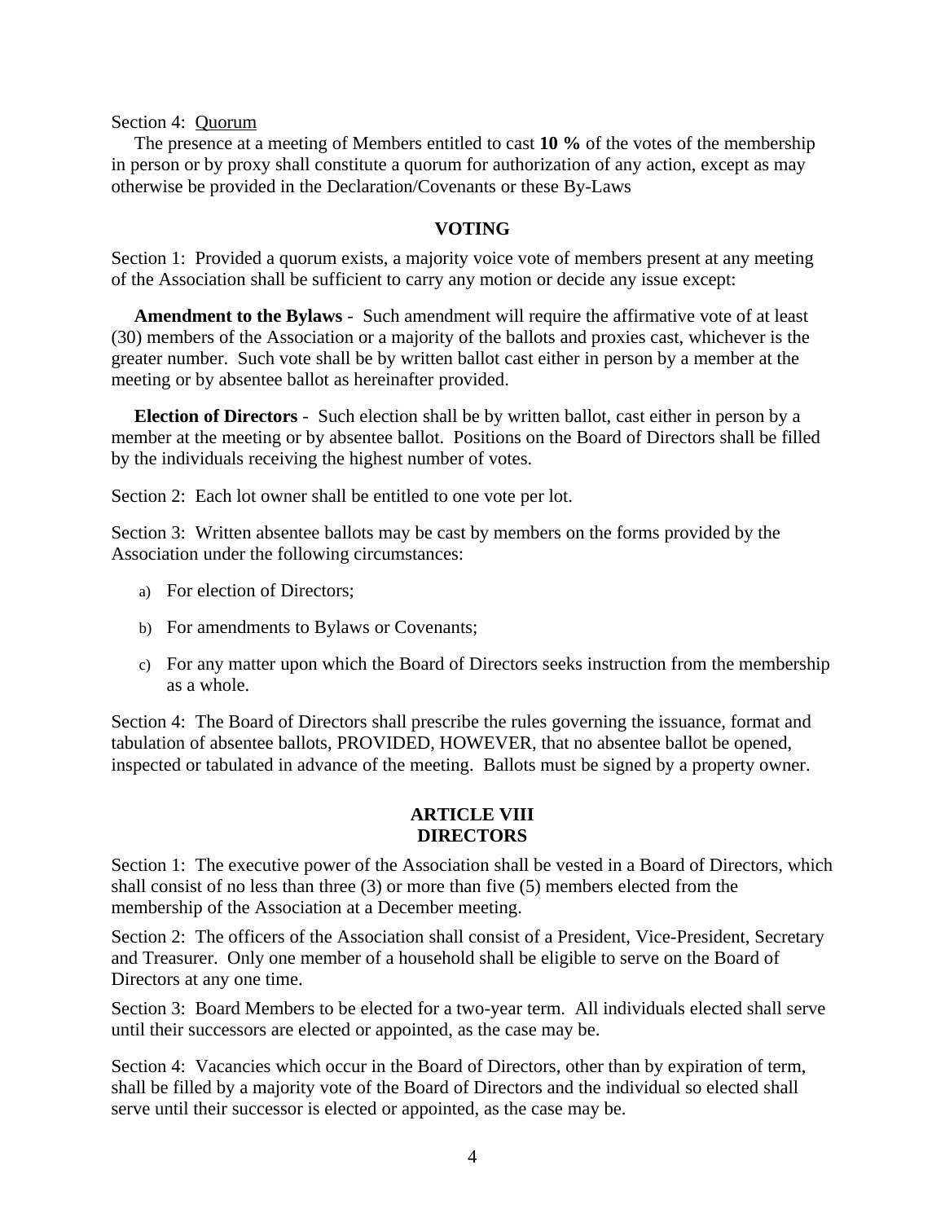Section 4: Quorum

The presence at a meeting of Members entitled to cast **10 %** of the votes of the membership in person or by proxy shall constitute a quorum for authorization of any action, except as may otherwise be provided in the Declaration/Covenants or these By-Laws

## VOTING

Section 1: Provided a quorum exists, a majority voice vote of members present at any meeting of the Association shall be sufficient to carry any motion or decide any issue except:

**Amendment to the Bylaws** - Such amendment will require the affirmative vote of at least (30) members of the Association or a majority of the ballots and proxies cast, whichever is the greater number. Such vote shall be by written ballot cast either in person by a member at the meeting or by absentee ballot as hereinafter provided.

**Election of Directors** - Such election shall be by written ballot, cast either in person by a member at the meeting or by absentee ballot. Positions on the Board of Directors shall be filled by the individuals receiving the highest number of votes.

Section 2: Each lot owner shall be entitled to one vote per lot.

Section 3: Written absentee ballots may be cast by members on the forms provided by the Association under the following circumstances:

a) For election of Directors;

b) For amendments to Bylaws or Covenants;

c) For any matter upon which the Board of Directors seeks instruction from the membership as a whole.

Section 4: The Board of Directors shall prescribe the rules governing the issuance, format and tabulation of absentee ballots, PROVIDED, HOWEVER, that no absentee ballot be opened, inspected or tabulated in advance of the meeting. Ballots must be signed by a property owner.

## ARTICLE VIII
## DIRECTORS

Section 1: The executive power of the Association shall be vested in a Board of Directors, which shall consist of no less than three (3) or more than five (5) members elected from the membership of the Association at a December meeting.

Section 2: The officers of the Association shall consist of a President, Vice-President, Secretary and Treasurer. Only one member of a household shall be eligible to serve on the Board of Directors at any one time.

Section 3: Board Members to be elected for a two-year term. All individuals elected shall serve until their successors are elected or appointed, as the case may be.

Section 4: Vacancies which occur in the Board of Directors, other than by expiration of term, shall be filled by a majority vote of the Board of Directors and the individual so elected shall serve until their successor is elected or appointed, as the case may be.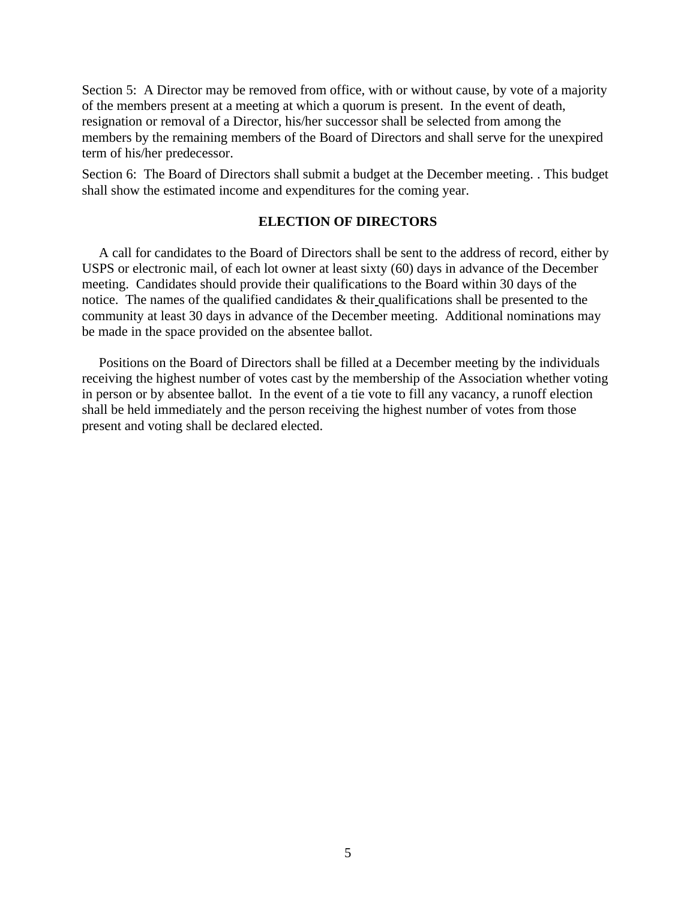Section 5: A Director may be removed from office, with or without cause, by vote of a majority of the members present at a meeting at which a quorum is present. In the event of death, resignation or removal of a Director, his/her successor shall be selected from among the members by the remaining members of the Board of Directors and shall serve for the unexpired term of his/her predecessor.

Section 6: The Board of Directors shall submit a budget at the December meeting. . This budget shall show the estimated income and expenditures for the coming year.

## ELECTION OF DIRECTORS

A call for candidates to the Board of Directors shall be sent to the address of record, either by USPS or electronic mail, of each lot owner at least sixty (60) days in advance of the December meeting. Candidates should provide their qualifications to the Board within 30 days of the notice. The names of the qualified candidates & their qualifications shall be presented to the community at least 30 days in advance of the December meeting. Additional nominations may be made in the space provided on the absentee ballot.

Positions on the Board of Directors shall be filled at a December meeting by the individuals receiving the highest number of votes cast by the membership of the Association whether voting in person or by absentee ballot. In the event of a tie vote to fill any vacancy, a runoff election shall be held immediately and the person receiving the highest number of votes from those present and voting shall be declared elected.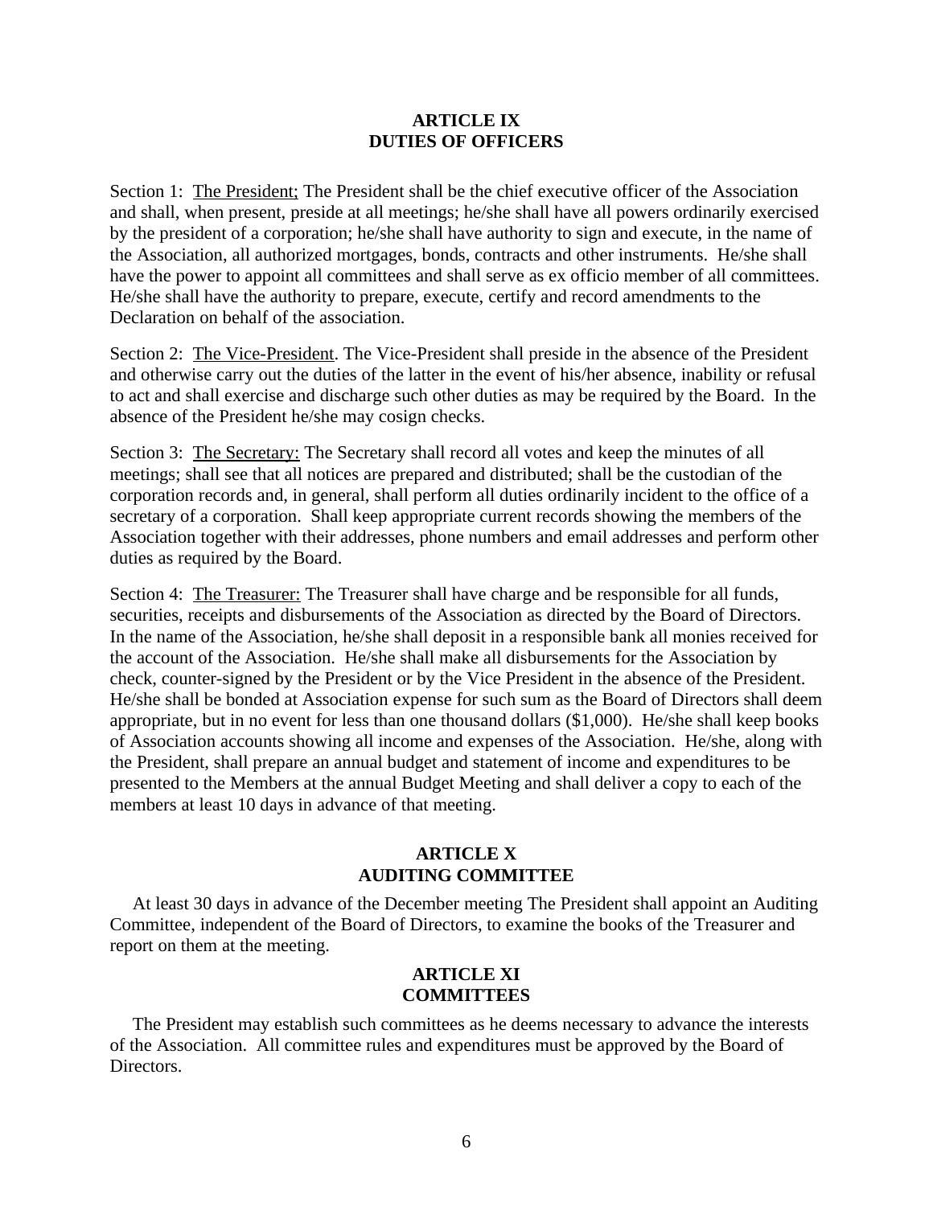## ARTICLE IX
## DUTIES OF OFFICERS

Section 1: The President; The President shall be the chief executive officer of the Association and shall, when present, preside at all meetings; he/she shall have all powers ordinarily exercised by the president of a corporation; he/she shall have authority to sign and execute, in the name of the Association, all authorized mortgages, bonds, contracts and other instruments. He/she shall have the power to appoint all committees and shall serve as ex officio member of all committees. He/she shall have the authority to prepare, execute, certify and record amendments to the Declaration on behalf of the association.

Section 2: The Vice-President. The Vice-President shall preside in the absence of the President and otherwise carry out the duties of the latter in the event of his/her absence, inability or refusal to act and shall exercise and discharge such other duties as may be required by the Board. In the absence of the President he/she may cosign checks.

Section 3: The Secretary: The Secretary shall record all votes and keep the minutes of all meetings; shall see that all notices are prepared and distributed; shall be the custodian of the corporation records and, in general, shall perform all duties ordinarily incident to the office of a secretary of a corporation. Shall keep appropriate current records showing the members of the Association together with their addresses, phone numbers and email addresses and perform other duties as required by the Board.

Section 4: The Treasurer: The Treasurer shall have charge and be responsible for all funds, securities, receipts and disbursements of the Association as directed by the Board of Directors. In the name of the Association, he/she shall deposit in a responsible bank all monies received for the account of the Association. He/she shall make all disbursements for the Association by check, counter-signed by the President or by the Vice President in the absence of the President. He/she shall be bonded at Association expense for such sum as the Board of Directors shall deem appropriate, but in no event for less than one thousand dollars ($1,000). He/she shall keep books of Association accounts showing all income and expenses of the Association. He/she, along with the President, shall prepare an annual budget and statement of income and expenditures to be presented to the Members at the annual Budget Meeting and shall deliver a copy to each of the members at least 10 days in advance of that meeting.

## ARTICLE X
## AUDITING COMMITTEE

At least 30 days in advance of the December meeting The President shall appoint an Auditing Committee, independent of the Board of Directors, to examine the books of the Treasurer and report on them at the meeting.

## ARTICLE XI
## COMMITTEES

The President may establish such committees as he deems necessary to advance the interests of the Association. All committee rules and expenditures must be approved by the Board of Directors.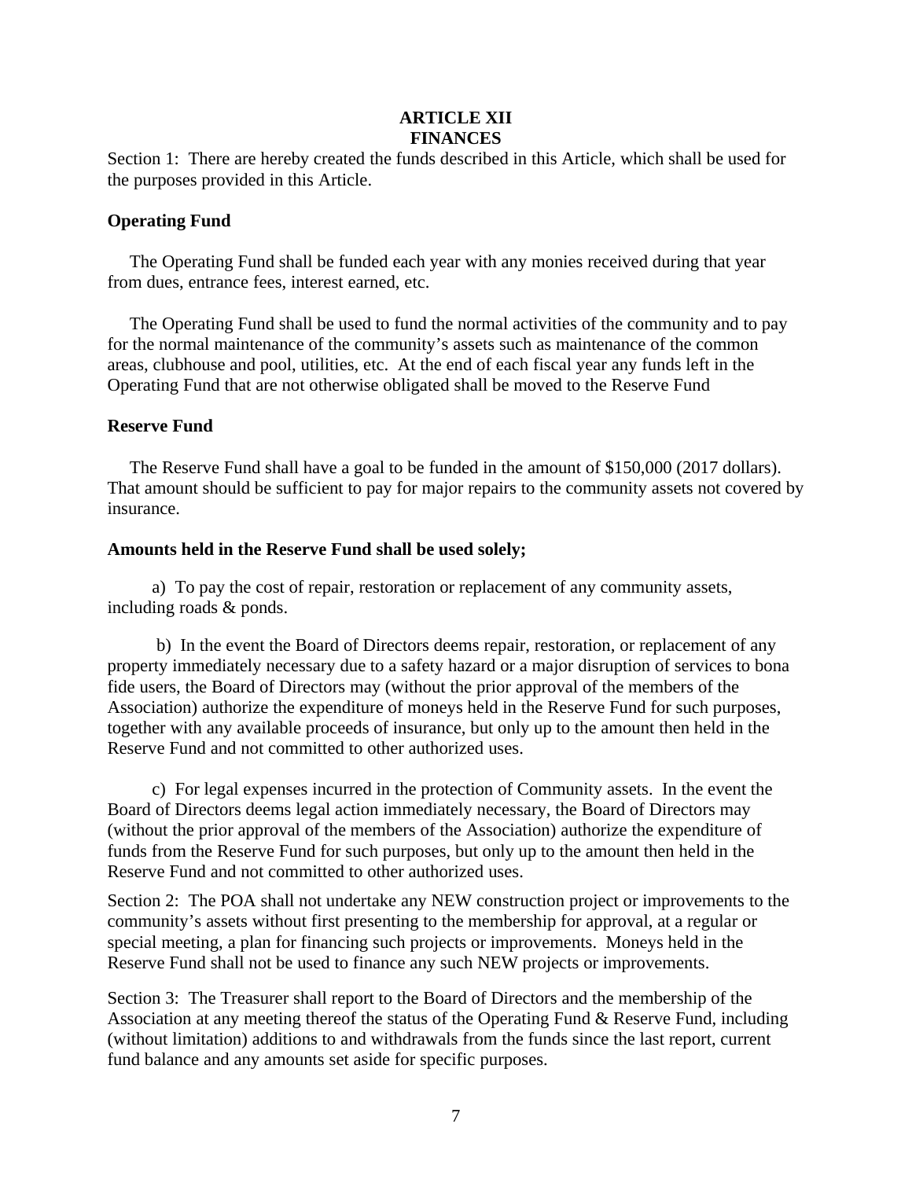# ARTICLE XII
# FINANCES

Section 1: There are hereby created the funds described in this Article, which shall be used for the purposes provided in this Article.

**Operating Fund**

The Operating Fund shall be funded each year with any monies received during that year from dues, entrance fees, interest earned, etc.

The Operating Fund shall be used to fund the normal activities of the community and to pay for the normal maintenance of the community's assets such as maintenance of the common areas, clubhouse and pool, utilities, etc. At the end of each fiscal year any funds left in the Operating Fund that are not otherwise obligated shall be moved to the Reserve Fund

**Reserve Fund**

The Reserve Fund shall have a goal to be funded in the amount of $150,000 (2017 dollars). That amount should be sufficient to pay for major repairs to the community assets not covered by insurance.

**Amounts held in the Reserve Fund shall be used solely;**

a) To pay the cost of repair, restoration or replacement of any community assets, including roads & ponds.

b) In the event the Board of Directors deems repair, restoration, or replacement of any property immediately necessary due to a safety hazard or a major disruption of services to bona fide users, the Board of Directors may (without the prior approval of the members of the Association) authorize the expenditure of moneys held in the Reserve Fund for such purposes, together with any available proceeds of insurance, but only up to the amount then held in the Reserve Fund and not committed to other authorized uses.

c) For legal expenses incurred in the protection of Community assets. In the event the Board of Directors deems legal action immediately necessary, the Board of Directors may (without the prior approval of the members of the Association) authorize the expenditure of funds from the Reserve Fund for such purposes, but only up to the amount then held in the Reserve Fund and not committed to other authorized uses.

Section 2: The POA shall not undertake any NEW construction project or improvements to the community's assets without first presenting to the membership for approval, at a regular or special meeting, a plan for financing such projects or improvements. Moneys held in the Reserve Fund shall not be used to finance any such NEW projects or improvements.

Section 3: The Treasurer shall report to the Board of Directors and the membership of the Association at any meeting thereof the status of the Operating Fund & Reserve Fund, including (without limitation) additions to and withdrawals from the funds since the last report, current fund balance and any amounts set aside for specific purposes.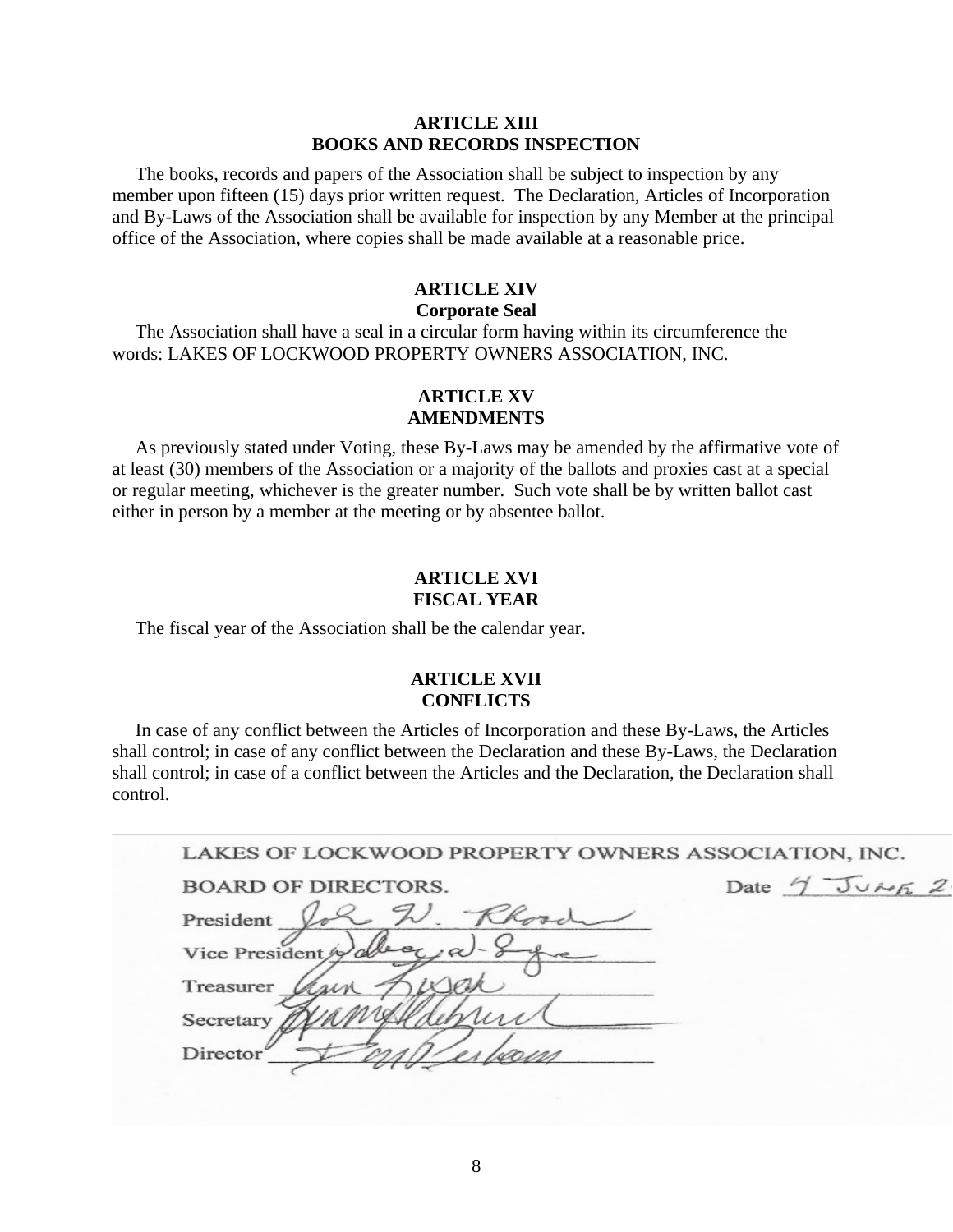**ARTICLE XIII**
**BOOKS AND RECORDS INSPECTION**

The books, records and papers of the Association shall be subject to inspection by any member upon fifteen (15) days prior written request. The Declaration, Articles of Incorporation and By-Laws of the Association shall be available for inspection by any Member at the principal office of the Association, where copies shall be made available at a reasonable price.

**ARTICLE XIV**
**Corporate Seal**

The Association shall have a seal in a circular form having within its circumference the words: LAKES OF LOCKWOOD PROPERTY OWNERS ASSOCIATION, INC.

**ARTICLE XV**
**AMENDMENTS**

As previously stated under Voting, these By-Laws may be amended by the affirmative vote of at least (30) members of the Association or a majority of the ballots and proxies cast at a special or regular meeting, whichever is the greater number. Such vote shall be by written ballot cast either in person by a member at the meeting or by absentee ballot.

**ARTICLE XVI**
**FISCAL YEAR**

The fiscal year of the Association shall be the calendar year.

**ARTICLE XVII**
**CONFLICTS**

In case of any conflict between the Articles of Incorporation and these By-Laws, the Articles shall control; in case of any conflict between the Declaration and these By-Laws, the Declaration shall control; in case of a conflict between the Articles and the Declaration, the Declaration shall control.

---

LAKES OF LOCKWOOD PROPERTY OWNERS ASSOCIATION, INC.

BOARD OF DIRECTORS. Date 4 JUNE 2

President John W. Rhoads

Vice President [signature]

Treasurer [signature]

Secretary [signature]

Director [signature]